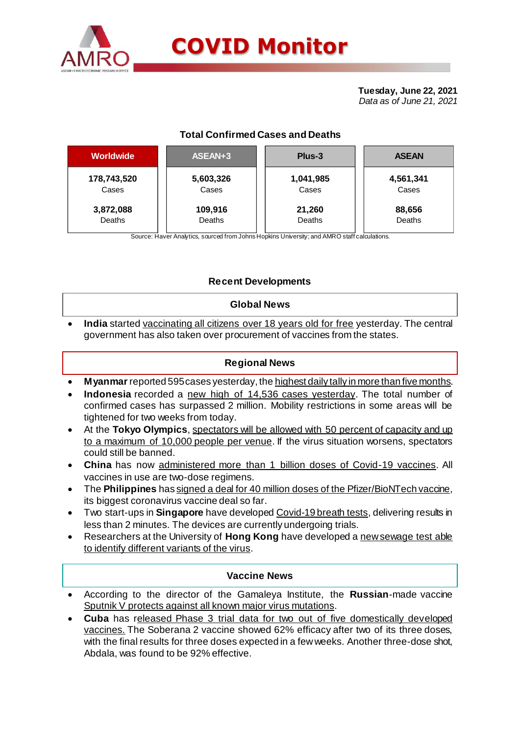# COVID Monitor

**Tuesday, June 22, 2021**
*Data as of June 21, 2021*

## Total Confirmed Cases and Deaths

| Worldwide | ASEAN+3 | Plus-3 | ASEAN |
|---|---|---|---|
| 178,743,520 Cases | 5,603,326 Cases | 1,041,985 Cases | 4,561,341 Cases |
| 3,872,088 Deaths | 109,916 Deaths | 21,260 Deaths | 88,656 Deaths |

Source: Haver Analytics, sourced from Johns Hopkins University; and AMRO staff calculations.

## Recent Developments

### Global News

- **India** started vaccinating all citizens over 18 years old for free yesterday. The central government has also taken over procurement of vaccines from the states.

### Regional News

- **Myanmar** reported 595 cases yesterday, the highest daily tally in more than five months.
- **Indonesia** recorded a new high of 14,536 cases yesterday. The total number of confirmed cases has surpassed 2 million. Mobility restrictions in some areas will be tightened for two weeks from today.
- At the **Tokyo Olympics**, spectators will be allowed with 50 percent of capacity and up to a maximum of 10,000 people per venue. If the virus situation worsens, spectators could still be banned.
- **China** has now administered more than 1 billion doses of Covid-19 vaccines. All vaccines in use are two-dose regimens.
- The **Philippines** has signed a deal for 40 million doses of the Pfizer/BioNTech vaccine, its biggest coronavirus vaccine deal so far.
- Two start-ups in **Singapore** have developed Covid-19 breath tests, delivering results in less than 2 minutes. The devices are currently undergoing trials.
- Researchers at the University of **Hong Kong** have developed a new sewage test able to identify different variants of the virus.

### Vaccine News

- According to the director of the Gamaleya Institute, the **Russian**-made vaccine Sputnik V protects against all known major virus mutations.
- **Cuba** has released Phase 3 trial data for two out of five domestically developed vaccines. The Soberana 2 vaccine showed 62% efficacy after two of its three doses, with the final results for three doses expected in a few weeks. Another three-dose shot, Abdala, was found to be 92% effective.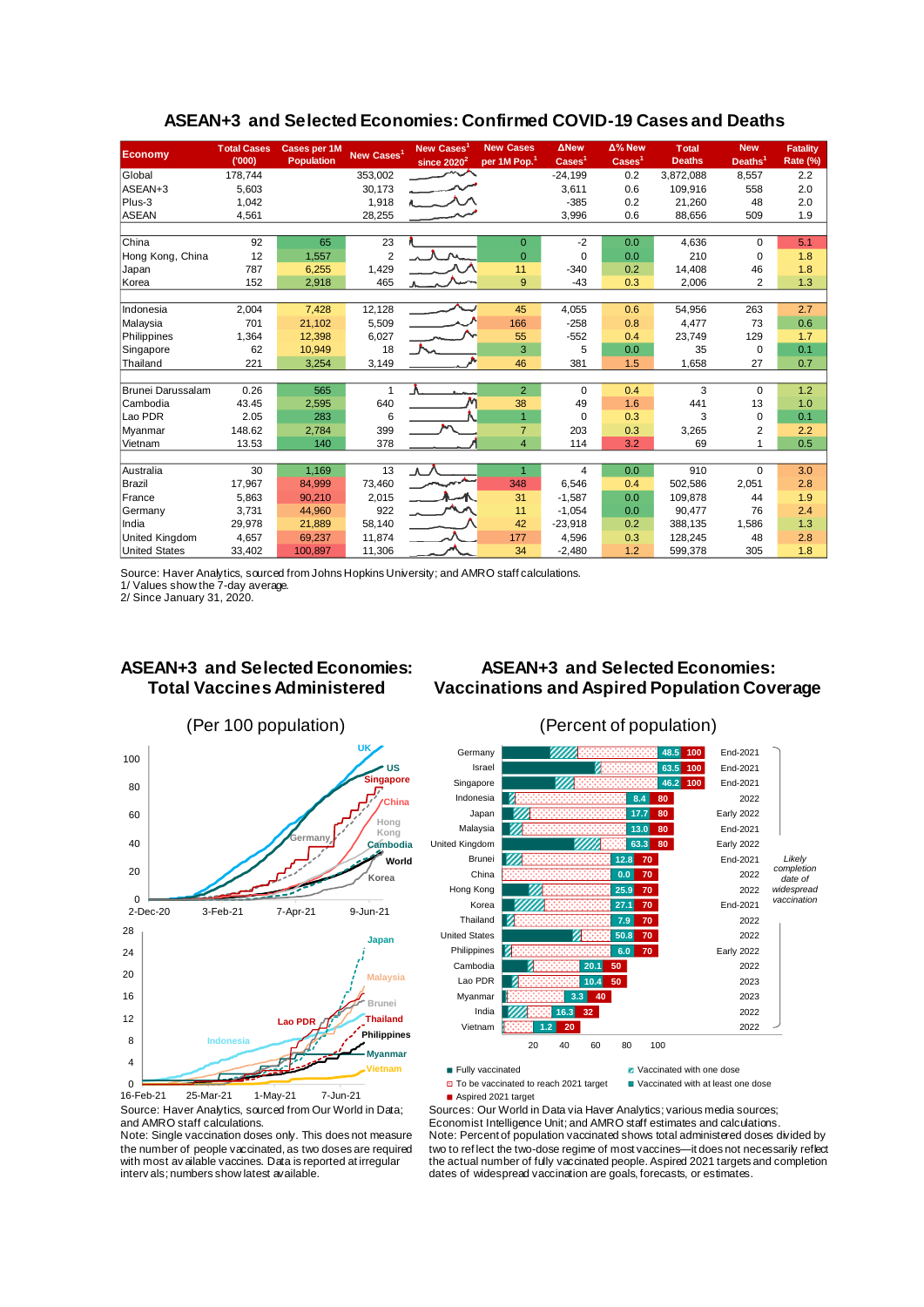## ASEAN+3 and Selected Economies: Confirmed COVID-19 Cases and Deaths

| Economy | Total Cases ('000) | Cases per 1M Population | New Cases[1] | New Cases[1] since 2020[2] | New Cases per 1M Pop.[1] | ΔNew Cases[1] | Δ% New Cases[1] | Total Deaths | New Deaths[1] | Fatality Rate (%) |
|---|---|---|---|---|---|---|---|---|---|---|
| Global | 178,744 | | 353,002 | | | -24,199 | 0.2 | 3,872,088 | 8,557 | 2.2 |
| ASEAN+3 | 5,603 | | 30,173 | | | 3,611 | 0.6 | 109,916 | 558 | 2.0 |
| Plus-3 | 1,042 | | 1,918 | | | -385 | 0.2 | 21,260 | 48 | 2.0 |
| ASEAN | 4,561 | | 28,255 | | | 3,996 | 0.6 | 88,656 | 509 | 1.9 |
| | | | | | | | | | | |
| China | 92 | 65 | 23 | | 0 | -2 | 0.0 | 4,636 | 0 | 5.1 |
| Hong Kong, China | 12 | 1,557 | 2 | | 0 | 0 | 0.0 | 210 | 0 | 1.8 |
| Japan | 787 | 6,255 | 1,429 | | 11 | -340 | 0.2 | 14,408 | 46 | 1.8 |
| Korea | 152 | 2,918 | 465 | | 9 | -43 | 0.3 | 2,006 | 2 | 1.3 |
| | | | | | | | | | | |
| Indonesia | 2,004 | 7,428 | 12,128 | | 45 | 4,055 | 0.6 | 54,956 | 263 | 2.7 |
| Malaysia | 701 | 21,102 | 5,509 | | 166 | -258 | 0.8 | 4,477 | 73 | 0.6 |
| Philippines | 1,364 | 12,398 | 6,027 | | 55 | -552 | 0.4 | 23,749 | 129 | 1.7 |
| Singapore | 62 | 10,949 | 18 | | 3 | 5 | 0.0 | 35 | 0 | 0.1 |
| Thailand | 221 | 3,254 | 3,149 | | 46 | 381 | 1.5 | 1,658 | 27 | 0.7 |
| | | | | | | | | | | |
| Brunei Darussalam | 0.26 | 565 | 1 | | 2 | 0 | 0.4 | 3 | 0 | 1.2 |
| Cambodia | 43.45 | 2,595 | 640 | | 38 | 49 | 1.6 | 441 | 13 | 1.0 |
| Lao PDR | 2.05 | 283 | 6 | | 1 | 0 | 0.3 | 3 | 0 | 0.1 |
| Myanmar | 148.62 | 2,784 | 399 | | 7 | 203 | 0.3 | 3,265 | 2 | 2.2 |
| Vietnam | 13.53 | 140 | 378 | | 4 | 114 | 3.2 | 69 | 1 | 0.5 |
| | | | | | | | | | | |
| Australia | 30 | 1,169 | 13 | | 1 | 4 | 0.0 | 910 | 0 | 3.0 |
| Brazil | 17,967 | 84,999 | 73,460 | | 348 | 6,546 | 0.4 | 502,586 | 2,051 | 2.8 |
| France | 5,863 | 90,210 | 2,015 | | 31 | -1,587 | 0.0 | 109,878 | 44 | 1.9 |
| Germany | 3,731 | 44,960 | 922 | | 11 | -1,054 | 0.0 | 90,477 | 76 | 2.4 |
| India | 29,978 | 21,889 | 58,140 | | 42 | -23,918 | 0.2 | 388,135 | 1,586 | 1.3 |
| United Kingdom | 4,657 | 69,237 | 11,874 | | 177 | 4,596 | 0.3 | 128,245 | 48 | 2.8 |
| United States | 33,402 | 100,897 | 11,306 | | 34 | -2,480 | 1.2 | 599,378 | 305 | 1.8 |

Source: Haver Analytics, sourced from Johns Hopkins University; and AMRO staff calculations.
1/ Values show the 7-day average.
2/ Since January 31, 2020.

## ASEAN+3 and Selected Economies: Total Vaccines Administered

(Per 100 population)

UK, US, Singapore, China, Hong Kong, Germany, Cambodia, World, Korea
100, 80, 60, 40, 20, 0
2-Dec-20, 3-Feb-21, 7-Apr-21, 9-Jun-21

Japan, Malaysia, Brunei, Lao PDR, Thailand, Philippines, Indonesia, Myanmar, Vietnam
28, 24, 20, 16, 12, 8, 4, 0
16-Feb-21, 25-Mar-21, 1-May-21, 7-Jun-21

Source: Haver Analytics, sourced from Our World in Data; and AMRO staff calculations.
Note: Single vaccination doses only. This does not measure the number of people vaccinated, as two doses are required with most available vaccines. Data is reported at irregular intervals; numbers show latest available.

## ASEAN+3 and Selected Economies: Vaccinations and Aspired Population Coverage

(Percent of population)

Germany 48.5 100 End-2021
Israel 63.5 100 End-2021
Singapore 46.2 100 End-2021
Indonesia 8.4 80 2022
Japan 17.7 80 Early 2022
Malaysia 13.0 80 End-2021
United Kingdom 63.3 80 Early 2022
Brunei 12.8 70 End-2021
China 0.0 70 2022
Hong Kong 25.9 70 2022
Korea 27.1 70 End-2021
Thailand 7.9 70 2022
United States 50.8 70 2022
Philippines 6.0 70 Early 2022
Cambodia 20.1 50 2022
Lao PDR 10.4 50 2023
Myanmar 3.3 40 2023
India 16.3 32 2022
Vietnam 1.2 20 2022

Likely completion date of widespread vaccination

20 40 60 80 100

Fully vaccinated
Vaccinated with one dose
To be vaccinated to reach 2021 target
Vaccinated with at least one dose
Aspired 2021 target

Sources: Our World in Data via Haver Analytics; various media sources; Economist Intelligence Unit; and AMRO staff estimates and calculations.
Note: Percent of population vaccinated shows total administered doses divided by two to reflect the two-dose regime of most vaccines—it does not necessarily reflect the actual number of fully vaccinated people. Aspired 2021 targets and completion dates of widespread vaccination are goals, forecasts, or estimates.